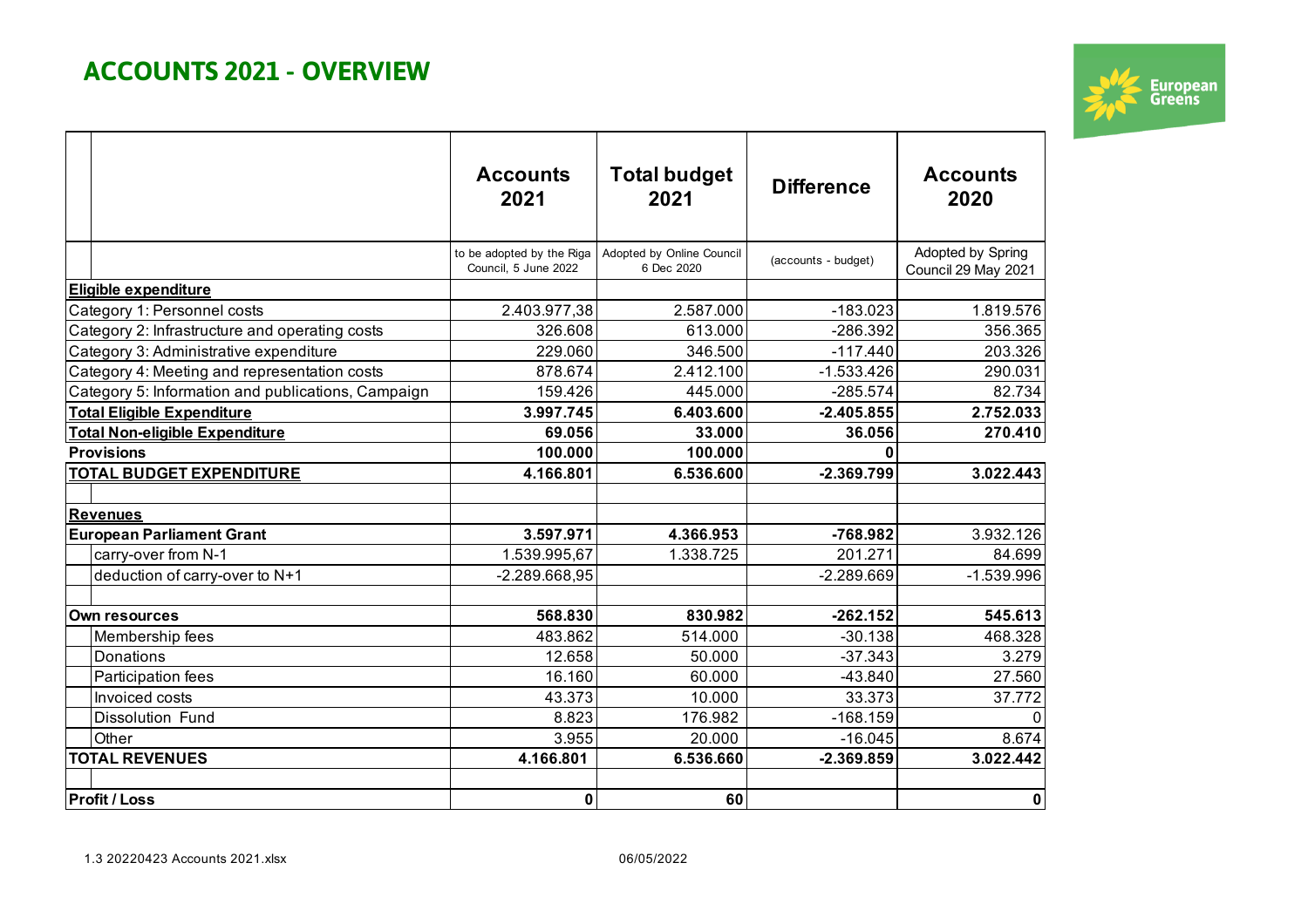# ACCOUNTS 2021 - OVERVIEW

|  | Accounts 2021 | Total budget 2021 | Difference | Accounts 2020 |
|---|---|---|---|---|
|  | to be adopted by the Riga Council, 5 June 2022 | Adopted by Online Council 6 Dec 2020 | (accounts - budget) | Adopted by Spring Council 29 May 2021 |
| **Eligible expenditure** |  |  |  |  |
| Category 1: Personnel costs | 2.403.977,38 | 2.587.000 | -183.023 | 1.819.576 |
| Category 2: Infrastructure and operating costs | 326.608 | 613.000 | -286.392 | 356.365 |
| Category 3: Administrative expenditure | 229.060 | 346.500 | -117.440 | 203.326 |
| Category 4: Meeting and representation costs | 878.674 | 2.412.100 | -1.533.426 | 290.031 |
| Category 5: Information and publications, Campaign | 159.426 | 445.000 | -285.574 | 82.734 |
| **Total Eligible Expenditure** | **3.997.745** | **6.403.600** | **-2.405.855** | **2.752.033** |
| **Total Non-eligible Expenditure** | **69.056** | **33.000** | **36.056** | **270.410** |
| **Provisions** | **100.000** | **100.000** | **0** |  |
| **TOTAL BUDGET EXPENDITURE** | **4.166.801** | **6.536.600** | **-2.369.799** | **3.022.443** |
|  |  |  |  |  |
| **Revenues** |  |  |  |  |
| **European Parliament Grant** | **3.597.971** | **4.366.953** | **-768.982** | 3.932.126 |
| carry-over from N-1 | 1.539.995,67 | 1.338.725 | 201.271 | 84.699 |
| deduction of carry-over to N+1 | -2.289.668,95 |  | -2.289.669 | -1.539.996 |
|  |  |  |  |  |
| **Own resources** | **568.830** | **830.982** | **-262.152** | **545.613** |
| Membership fees | 483.862 | 514.000 | -30.138 | 468.328 |
| Donations | 12.658 | 50.000 | -37.343 | 3.279 |
| Participation fees | 16.160 | 60.000 | -43.840 | 27.560 |
| Invoiced costs | 43.373 | 10.000 | 33.373 | 37.772 |
| Dissolution Fund | 8.823 | 176.982 | -168.159 | 0 |
| Other | 3.955 | 20.000 | -16.045 | 8.674 |
| **TOTAL REVENUES** | **4.166.801** | **6.536.660** | **-2.369.859** | **3.022.442** |
|  |  |  |  |  |
| **Profit / Loss** | **0** | **60** |  | **0** |

1.3 20220423 Accounts 2021.xlsx 06/05/2022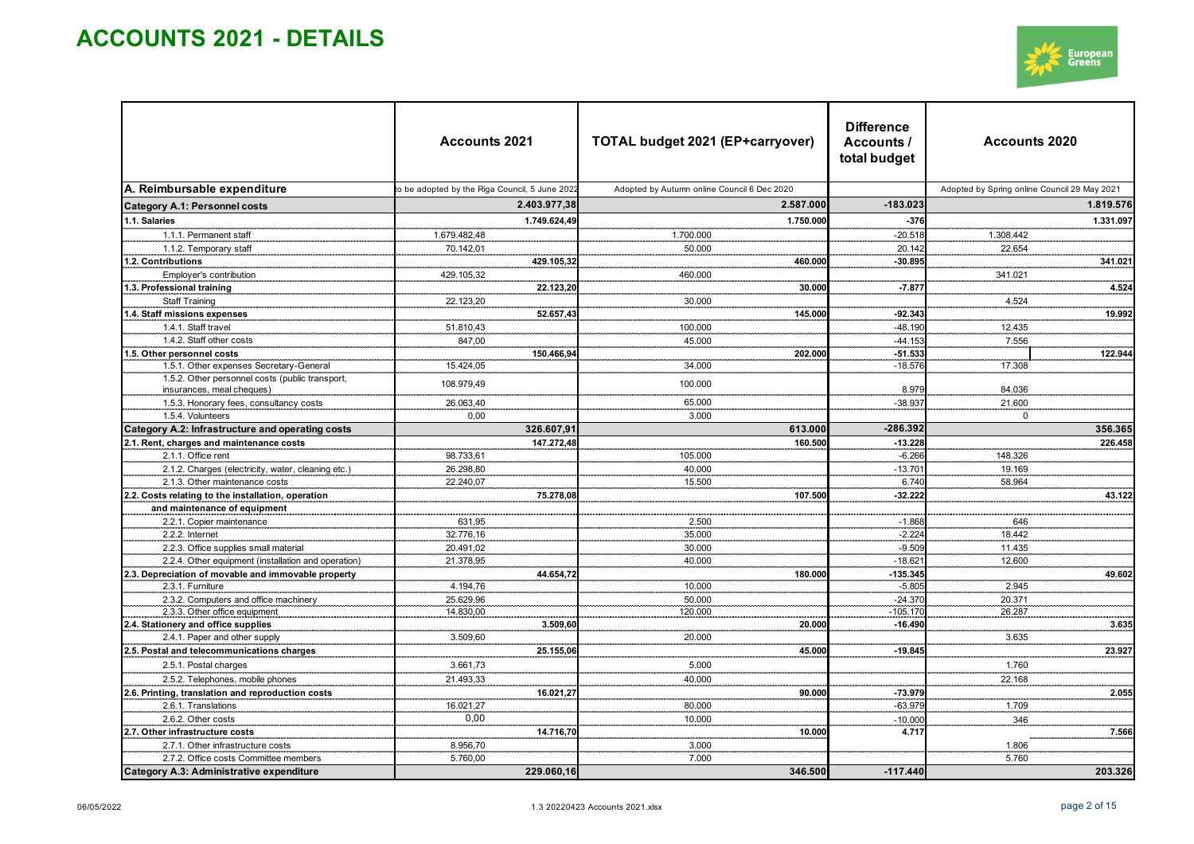# ACCOUNTS 2021 - DETAILS

| | Accounts 2021 | | TOTAL budget 2021 (EP+carryover) | | Difference Accounts / total budget | Accounts 2020 | |
|---|---|---|---|---|---|---|---|
| **A. Reimbursable expenditure** | to be adopted by the Riga Council, 5 June 2022 | | Adopted by Autumn online Council 6 Dec 2020 | | | Adopted by Spring online Council 29 May 2021 | |
| **Category A.1: Personnel costs** | | **2.403.977,38** | | **2.587.000** | **-183.023** | | **1.819.576** |
| **1.1. Salaries** | | **1.749.624,49** | | **1.750.000** | **-376** | | **1.331.097** |
| 1.1.1. Permanent staff | 1.679.482,48 | | 1.700.000 | | -20.518 | 1.308.442 | |
| 1.1.2. Temporary staff | 70.142,01 | | 50.000 | | 20.142 | 22.654 | |
| **1.2. Contributions** | | **429.105,32** | | **460.000** | **-30.895** | | **341.021** |
| Employer's contribution | 429.105,32 | | 460.000 | | | 341.021 | |
| **1.3. Professional training** | | **22.123,20** | | **30.000** | **-7.877** | | **4.524** |
| Staff Training | 22.123,20 | | 30.000 | | | 4.524 | |
| **1.4. Staff missions expenses** | | **52.657,43** | | **145.000** | **-92.343** | | **19.992** |
| 1.4.1. Staff travel | 51.810,43 | | 100.000 | | -48.190 | 12.435 | |
| 1.4.2. Staff other costs | 847,00 | | 45.000 | | -44.153 | 7.556 | |
| **1.5. Other personnel costs** | | **150.466,94** | | **202.000** | **-51.533** | | **122.944** |
| 1.5.1. Other expenses Secretary-General | 15.424,05 | | 34.000 | | -18.576 | 17.308 | |
| 1.5.2. Other personnel costs (public transport, insurances, meal cheques) | 108.979,49 | | 100.000 | | 8.979 | 84.036 | |
| 1.5.3. Honorary fees, consultancy costs | 26.063,40 | | 65.000 | | -38.937 | 21.600 | |
| 1.5.4. Volunteers | 0,00 | | 3.000 | | | 0 | |
| **Category A.2: Infrastructure and operating costs** | | **326.607,91** | | **613.000** | **-286.392** | | **356.365** |
| **2.1. Rent, charges and maintenance costs** | | **147.272,48** | | **160.500** | **-13.228** | | **226.458** |
| 2.1.1. Office rent | 98.733,61 | | 105.000 | | -6.266 | 148.326 | |
| 2.1.2. Charges (electricity, water, cleaning etc.) | 26.298,80 | | 40.000 | | -13.701 | 19.169 | |
| 2.1.3. Other maintenance costs | 22.240,07 | | 15.500 | | 6.740 | 58.964 | |
| **2.2. Costs relating to the installation, operation and maintenance of equipment** | | **75.278,08** | | **107.500** | **-32.222** | | **43.122** |
| 2.2.1. Copier maintenance | 631,95 | | 2.500 | | -1.868 | 646 | |
| 2.2.2. Internet | 32.776,16 | | 35.000 | | -2.224 | 18.442 | |
| 2.2.3. Office supplies small material | 20.491,02 | | 30.000 | | -9.509 | 11.435 | |
| 2.2.4. Other equipment (installation and operation) | 21.378,95 | | 40.000 | | -18.621 | 12.600 | |
| **2.3. Depreciation of movable and immovable property** | | **44.654,72** | | **180.000** | **-135.345** | | **49.602** |
| 2.3.1. Furniture | 4.194,76 | | 10.000 | | -5.805 | 2.945 | |
| 2.3.2. Computers and office machinery | 25.629,96 | | 50.000 | | -24.370 | 20.371 | |
| 2.3.3. Other office equipment | 14.830,00 | | 120.000 | | -105.170 | 26.287 | |
| **2.4. Stationery and office supplies** | | **3.509,60** | | **20.000** | **-16.490** | | **3.635** |
| 2.4.1. Paper and other supply | 3.509,60 | | 20.000 | | | 3.635 | |
| **2.5. Postal and telecommunications charges** | | **25.155,06** | | **45.000** | **-19.845** | | **23.927** |
| 2.5.1. Postal charges | 3.661,73 | | 5.000 | | | 1.760 | |
| 2.5.2. Telephones, mobile phones | 21.493,33 | | 40.000 | | | 22.168 | |
| **2.6. Printing, translation and reproduction costs** | | **16.021,27** | | **90.000** | **-73.979** | | **2.055** |
| 2.6.1. Translations | 16.021,27 | | 80.000 | | -63.979 | 1.709 | |
| 2.6.2. Other costs | 0,00 | | 10.000 | | -10.000 | 346 | |
| **2.7. Other infrastructure costs** | | **14.716,70** | | **10.000** | **4.717** | | **7.566** |
| 2.7.1. Other infrastructure costs | 8.956,70 | | 3.000 | | | 1.806 | |
| 2.7.2. Office costs Committee members | 5.760,00 | | 7.000 | | | 5.760 | |
| **Category A.3: Administrative expenditure** | | **229.060,16** | | **346.500** | **-117.440** | | **203.326** |

06/05/2022 1.3 20220423 Accounts 2021.xlsx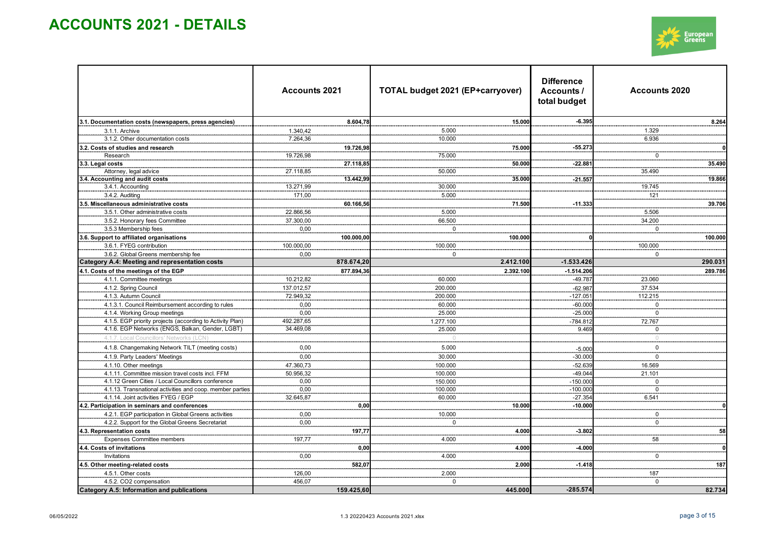# ACCOUNTS 2021 - DETAILS

| | Accounts 2021 | | TOTAL budget 2021 (EP+carryover) | | Difference Accounts / total budget | Accounts 2020 | |
|---|---|---|---|---|---|---|---|
| **3.1. Documentation costs (newspapers, press agencies)** | | **8.604,78** | | **15.000** | **-6.395** | | **8.264** |
| 3.1.1. Archive | 1.340,42 | | 5.000 | | | 1.329 | |
| 3.1.2. Other documentation costs | 7.264,36 | | 10.000 | | | 6.936 | |
| **3.2. Costs of studies and research** | | **19.726,98** | | **75.000** | **-55.273** | | **0** |
| Research | 19.726,98 | | 75.000 | | | 0 | |
| **3.3. Legal costs** | | **27.118,85** | | **50.000** | **-22.881** | | **35.490** |
| Attorney, legal advice | 27.118,85 | | 50.000 | | | 35.490 | |
| **3.4. Accounting and audit costs** | | **13.442,99** | | **35.000** | **-21.557** | | **19.866** |
| 3.4.1. Accounting | 13.271,99 | | 30.000 | | | 19.745 | |
| 3.4.2. Auditing | 171,00 | | 5.000 | | | 121 | |
| **3.5. Miscellaneous administrative costs** | | **60.166,56** | | **71.500** | **-11.333** | | **39.706** |
| 3.5.1. Other administrative costs | 22.866,56 | | 5.000 | | | 5.506 | |
| 3.5.2. Honorary fees Committee | 37.300,00 | | 66.500 | | | 34.200 | |
| 3.5.3 Membership fees | 0,00 | | 0 | | | 0 | |
| **3.6. Support to affiliated organisations** | | **100.000,00** | | **100.000** | **0** | | **100.000** |
| 3.6.1. FYEG contribution | 100.000,00 | | 100.000 | | | 100.000 | |
| 3.6.2. Global Greens membership fee | 0,00 | | 0 | | | 0 | |
| **Category A.4: Meeting and representation costs** | | **878.674,20** | | **2.412.100** | **-1.533.426** | | **290.031** |
| **4.1. Costs of the meetings of the EGP** | | **877.894,36** | | **2.392.100** | **-1.514.206** | | **289.786** |
| 4.1.1. Committee meetings | 10.212,82 | | 60.000 | | -49.787 | 23.060 | |
| 4.1.2. Spring Council | 137.012,57 | | 200.000 | | -62.987 | 37.534 | |
| 4.1.3. Autumn Council | 72.949,32 | | 200.000 | | -127.051 | 112.215 | |
| 4.1.3.1. Council Reimbursement according to rules | 0,00 | | 60.000 | | -60.000 | 0 | |
| 4.1.4. Working Group meetings | 0,00 | | 25.000 | | -25.000 | 0 | |
| 4.1.5. EGP priority projects (according to Activity Plan) | 492.287,65 | | 1.277.100 | | -784.812 | 72.767 | |
| 4.1.6. EGP Networks (ENGS, Balkan, Gender, LGBT) | 34.469,08 | | 25.000 | | 9.469 | 0 | |
| 4.1.7. Local Councillors' Networks (LCN) | | | 0 | | | 0 | |
| 4.1.8. Changemaking Network TILT (meeting costs) | 0,00 | | 5.000 | | -5.000 | 0 | |
| 4.1.9. Party Leaders' Meetings | 0,00 | | 30.000 | | -30.000 | 0 | |
| 4.1.10. Other meetings | 47.360,73 | | 100.000 | | -52.639 | 16.569 | |
| 4.1.11. Committee mission travel costs incl. FFM | 50.956,32 | | 100.000 | | -49.044 | 21.101 | |
| 4.1.12 Green Cities / Local Councillors conference | 0,00 | | 150.000 | | -150.000 | 0 | |
| 4.1.13. Transnational activities and coop. member parties | 0,00 | | 100.000 | | -100.000 | 0 | |
| 4.1.14. Joint activities FYEG / EGP | 32.645,87 | | 60.000 | | -27.354 | 6.541 | |
| **4.2. Participation in seminars and conferences** | | **0,00** | | **10.000** | **-10.000** | | **0** |
| 4.2.1. EGP participation in Global Greens activities | 0,00 | | 10.000 | | | 0 | |
| 4.2.2. Support for the Global Greens Secretariat | 0,00 | | 0 | | | 0 | |
| **4.3. Representation costs** | | **197,77** | | **4.000** | **-3.802** | | **58** |
| Expenses Committee members | 197,77 | | 4.000 | | | 58 | |
| **4.4. Costs of invitations** | | **0,00** | | **4.000** | **-4.000** | | **0** |
| Invitations | 0,00 | | 4.000 | | | 0 | |
| **4.5. Other meeting-related costs** | | **582,07** | | **2.000** | **-1.418** | | **187** |
| 4.5.1. Other costs | 126,00 | | 2.000 | | | 187 | |
| 4.5.2. CO2 compensation | 456,07 | | 0 | | | 0 | |
| **Category A.5: Information and publications** | | **159.425,60** | | **445.000** | **-285.574** | | **82.734** |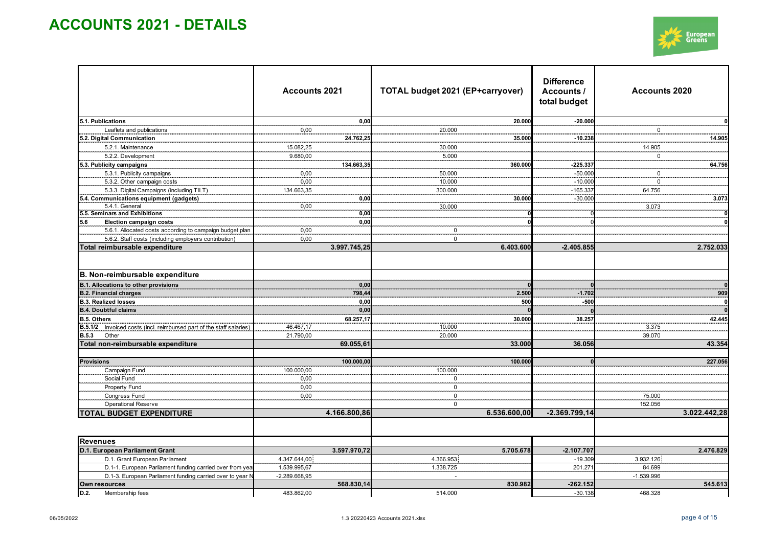# ACCOUNTS 2021 - DETAILS

| | Accounts 2021 | | TOTAL budget 2021 (EP+carryover) | | Difference Accounts / total budget | Accounts 2020 | |
|---|---|---|---|---|---|---|---|
| **5.1. Publications** | | **0,00** | | **20.000** | **-20.000** | | **0** |
| Leaflets and publications | 0,00 | | 20.000 | | | 0 | |
| **5.2. Digital Communication** | | **24.762,25** | | **35.000** | **-10.238** | | **14.905** |
| 5.2.1. Maintenance | 15.082,25 | | 30.000 | | | 14.905 | |
| 5.2.2. Development | 9.680,00 | | 5.000 | | | 0 | |
| **5.3. Publicity campaigns** | | **134.663,35** | | **360.000** | **-225.337** | | **64.756** |
| 5.3.1. Publicity campaigns | 0,00 | | 50.000 | | -50.000 | 0 | |
| 5.3.2. Other campaign costs | 0,00 | | 10.000 | | -10.000 | 0 | |
| 5.3.3. Digital Campaigns (including TILT) | 134.663,35 | | 300.000 | | -165.337 | 64.756 | |
| **5.4. Communications equipment (gadgets)** | | **0,00** | | **30.000** | -30.000 | | **3.073** |
| 5.4.1. General | 0,00 | | 30.000 | | | 3.073 | |
| **5.5. Seminars and Exhibitions** | | **0,00** | | **0** | 0 | | **0** |
| **5.6 Election campaign costs** | | **0,00** | | **0** | 0 | | **0** |
| 5.6.1. Allocated costs according to campaign budget plan | 0,00 | | 0 | | | | |
| 5.6.2. Staff costs (including employers contribution) | 0,00 | | 0 | | | | |
| **Total reimbursable expenditure** | | **3.997.745,25** | | **6.403.600** | **-2.405.855** | | **2.752.033** |
| | | | | | | | |
| **B. Non-reimbursable expenditure** | | | | | | | |
| **B.1. Allocations to other provisions** | | **0,00** | | **0** | **0** | | **0** |
| **B.2. Financial charges** | | **798,44** | | **2.500** | **-1.702** | | **909** |
| **B.3. Realized losses** | | **0,00** | | **500** | **-500** | | **0** |
| **B.4. Doubtful claims** | | **0,00** | | **0** | **0** | | **0** |
| **B.5. Others** | | **68.257,17** | | **30.000** | **38.257** | | **42.445** |
| **B.5.1/2** Invoiced costs (incl. reimbursed part of the staff salaries) | 46.467,17 | | 10.000 | | | 3.375 | |
| **B.5.3** Other | 21.790,00 | | 20.000 | | | 39.070 | |
| **Total non-reimbursable expenditure** | | **69.055,61** | | **33.000** | **36.056** | | **43.354** |
| | | | | | | | |
| **Provisions** | | **100.000,00** | | **100.000** | **0** | | **227.056** |
| Campaign Fund | 100.000,00 | | 100.000 | | | | |
| Social Fund | 0,00 | | 0 | | | | |
| Property Fund | 0,00 | | 0 | | | | |
| Congress Fund | 0,00 | | 0 | | | 75.000 | |
| Operational Reserve | | | 0 | | | 152.056 | |
| **TOTAL BUDGET EXPENDITURE** | | **4.166.800,86** | | **6.536.600,00** | **-2.369.799,14** | | **3.022.442,28** |
| | | | | | | | |
| **Revenues** | | | | | | | |
| **D.1. European Parliament Grant** | | **3.597.970,72** | | **5.705.678** | **-2.107.707** | | **2.476.829** |
| D.1. Grant European Parliament | 4.347.644,00 | | 4.366.953 | | -19.309 | 3.932.126 | |
| D.1-1. European Parliament funding carried over from year | 1.539.995,67 | | 1.338.725 | | 201.271 | 84.699 | |
| D.1-3. European Parliament funding carried over to year N | -2.289.668,95 | | - | | | -1.539.996 | |
| **Own resources** | | **568.830,14** | | **830.982** | **-262.152** | | **545.613** |
| **D.2.** Membership fees | 483.862,00 | | 514.000 | | -30.138 | 468.328 | |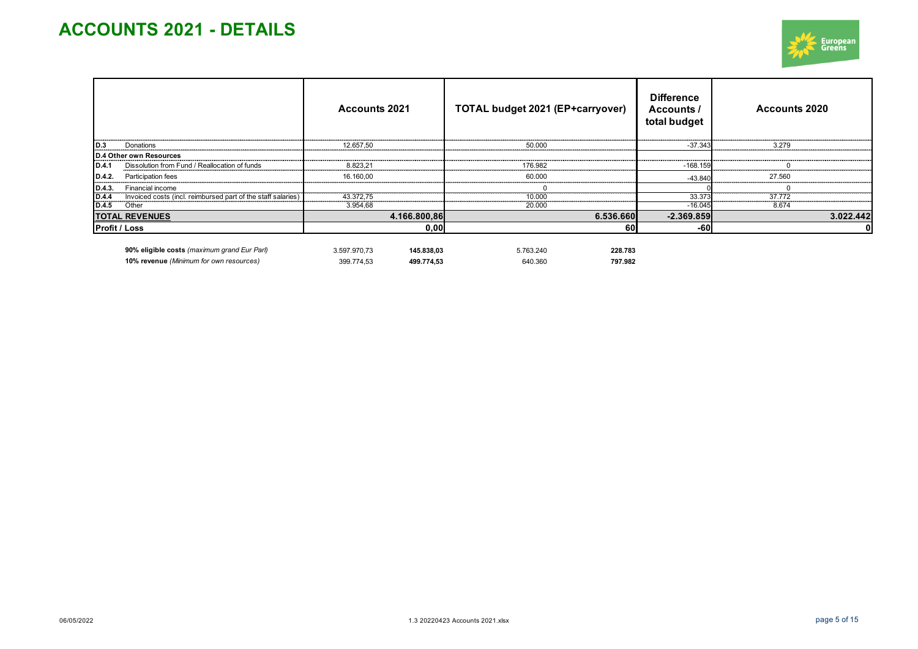# ACCOUNTS 2021 - DETAILS

| | | Accounts 2021 | | TOTAL budget 2021 (EP+carryover) | | Difference Accounts / total budget | Accounts 2020 |
|---|---|---|---|---|---|---|---|
| D.3 | Donations | 12.657,50 | | 50.000 | | -37.343 | 3.279 |
| D.4 Other own Resources | | | | | | | |
| D.4.1 | Dissolution from Fund / Reallocation of funds | 8.823,21 | | 176.982 | | -168.159 | 0 |
| D.4.2. | Participation fees | 16.160,00 | | 60.000 | | -43.840 | 27.560 |
| D.4.3. | Financial income | | | 0 | | 0 | 0 |
| D.4.4 | Invoiced costs (incl. reimbursed part of the staff salaries) | 43.372,75 | | 10.000 | | 33.373 | 37.772 |
| D.4.5 | Other | 3.954,68 | | 20.000 | | -16.045 | 8.674 |
| **TOTAL REVENUES** | | | **4.166.800,86** | | **6.536.660** | **-2.369.859** | **3.022.442** |
| **Profit / Loss** | | | **0,00** | | **60** | **-60** | **0** |
| | **90% eligible costs** *(maximum grand Eur Parl)* | 3.597.970,73 | **145.838,03** | 5.763.240 | **228.783** | | |
| | **10% revenue** *(Minimum for own resources)* | 399.774,53 | **499.774,53** | 640.360 | **797.982** | | |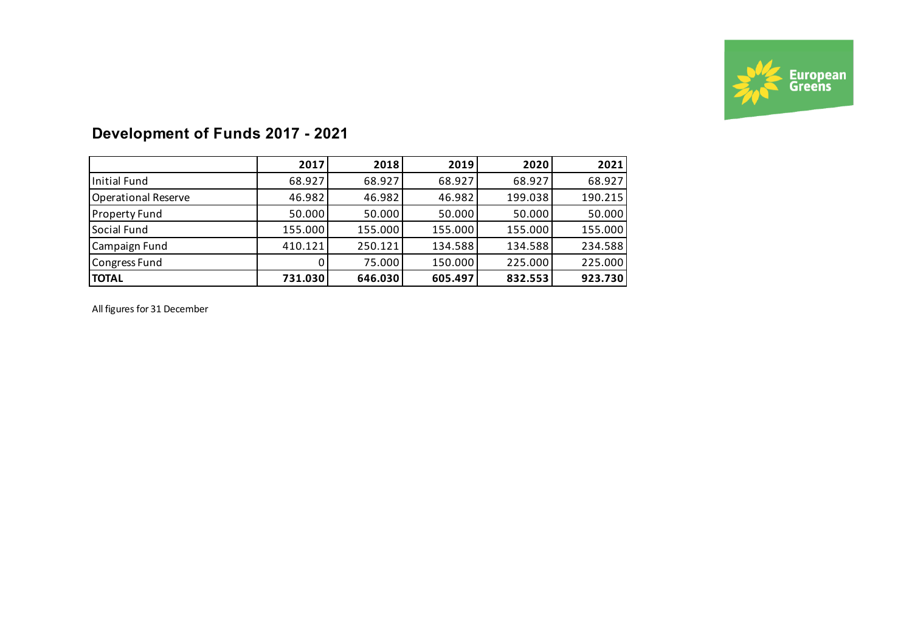## Development of Funds 2017 - 2021

| | 2017 | 2018 | 2019 | 2020 | 2021 |
|---|---|---|---|---|---|
| Initial Fund | 68.927 | 68.927 | 68.927 | 68.927 | 68.927 |
| Operational Reserve | 46.982 | 46.982 | 46.982 | 199.038 | 190.215 |
| Property Fund | 50.000 | 50.000 | 50.000 | 50.000 | 50.000 |
| Social Fund | 155.000 | 155.000 | 155.000 | 155.000 | 155.000 |
| Campaign Fund | 410.121 | 250.121 | 134.588 | 134.588 | 234.588 |
| Congress Fund | 0 | 75.000 | 150.000 | 225.000 | 225.000 |
| **TOTAL** | **731.030** | **646.030** | **605.497** | **832.553** | **923.730** |

All figures for 31 December